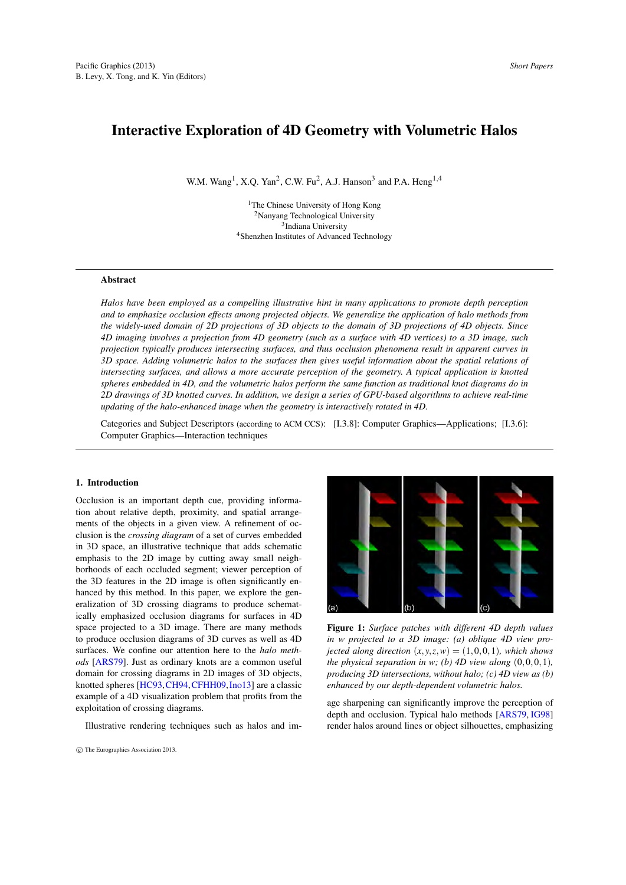# Interactive Exploration of 4D Geometry with Volumetric Halos

W.M. Wang[1], X.Q. Yan[2], C.W. Fu[2], A.J. Hanson[3] and P.A. Heng[1,4]

[1]The Chinese University of Hong Kong
[2]Nanyang Technological University
[3]Indiana University
[4]Shenzhen Institutes of Advanced Technology

## Abstract

*Halos have been employed as a compelling illustrative hint in many applications to promote depth perception and to emphasize occlusion effects among projected objects. We generalize the application of halo methods from the widely-used domain of 2D projections of 3D objects to the domain of 3D projections of 4D objects. Since 4D imaging involves a projection from 4D geometry (such as a surface with 4D vertices) to a 3D image, such projection typically produces intersecting surfaces, and thus occlusion phenomena result in apparent curves in 3D space. Adding volumetric halos to the surfaces then gives useful information about the spatial relations of intersecting surfaces, and allows a more accurate perception of the geometry. A typical application is knotted spheres embedded in 4D, and the volumetric halos perform the same function as traditional knot diagrams do in 2D drawings of 3D knotted curves. In addition, we design a series of GPU-based algorithms to achieve real-time updating of the halo-enhanced image when the geometry is interactively rotated in 4D.*

Categories and Subject Descriptors (according to ACM CCS): [I.3.8]: Computer Graphics—Applications; [I.3.6]: Computer Graphics—Interaction techniques

## 1. Introduction

Occlusion is an important depth cue, providing information about relative depth, proximity, and spatial arrangements of the objects in a given view. A refinement of occlusion is the *crossing diagram* of a set of curves embedded in 3D space, an illustrative technique that adds schematic emphasis to the 2D image by cutting away small neighborhoods of each occluded segment; viewer perception of the 3D features in the 2D image is often significantly enhanced by this method. In this paper, we explore the generalization of 3D crossing diagrams to produce schematically emphasized occlusion diagrams for surfaces in 4D space projected to a 3D image. There are many methods to produce occlusion diagrams of 3D curves as well as 4D surfaces. We confine our attention here to the *halo methods* [ARS79]. Just as ordinary knots are a common useful domain for crossing diagrams in 2D images of 3D objects, knotted spheres [HC93, CH94, CFHH09, Ino13] are a classic example of a 4D visualization problem that profits from the exploitation of crossing diagrams.

Illustrative rendering techniques such as halos and image sharpening can significantly improve the perception of depth and occlusion. Typical halo methods [ARS79, IG98] render halos around lines or object silhouettes, emphasizing

**Figure 1:** *Surface patches with different 4D depth values in w projected to a 3D image: (a) oblique 4D view projected along direction $(x,y,z,w) = (1,0,0,1)$, which shows the physical separation in w; (b) 4D view along $(0,0,0,1)$, producing 3D intersections, without halo; (c) 4D view as (b) enhanced by our depth-dependent volumetric halos.*

© The Eurographics Association 2013.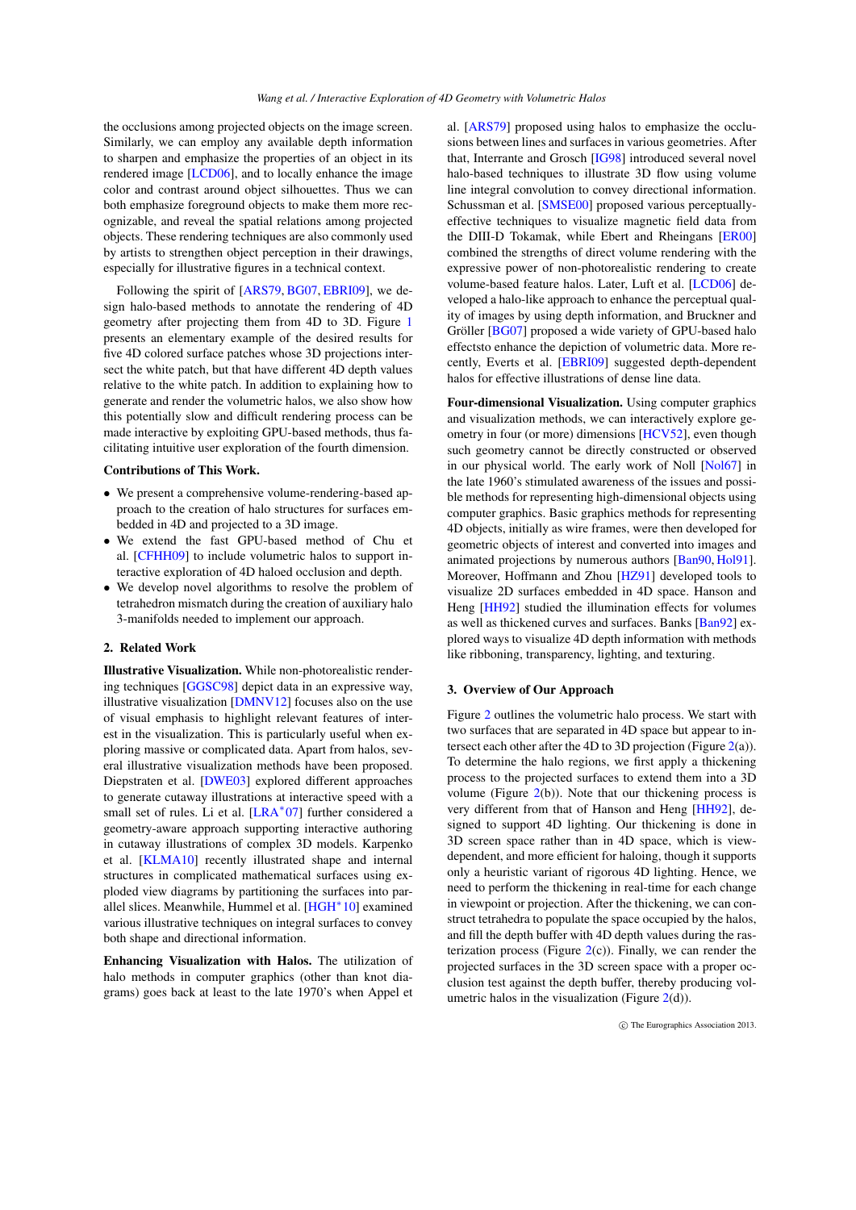the occlusions among projected objects on the image screen. Similarly, we can employ any available depth information to sharpen and emphasize the properties of an object in its rendered image [LCD06], and to locally enhance the image color and contrast around object silhouettes. Thus we can both emphasize foreground objects to make them more recognizable, and reveal the spatial relations among projected objects. These rendering techniques are also commonly used by artists to strengthen object perception in their drawings, especially for illustrative figures in a technical context.

Following the spirit of [ARS79, BG07, EBRI09], we design halo-based methods to annotate the rendering of 4D geometry after projecting them from 4D to 3D. Figure 1 presents an elementary example of the desired results for five 4D colored surface patches whose 3D projections intersect the white patch, but that have different 4D depth values relative to the white patch. In addition to explaining how to generate and render the volumetric halos, we also show how this potentially slow and difficult rendering process can be made interactive by exploiting GPU-based methods, thus facilitating intuitive user exploration of the fourth dimension.

**Contributions of This Work.**

- We present a comprehensive volume-rendering-based approach to the creation of halo structures for surfaces embedded in 4D and projected to a 3D image.
- We extend the fast GPU-based method of Chu et al. [CFHH09] to include volumetric halos to support interactive exploration of 4D haloed occlusion and depth.
- We develop novel algorithms to resolve the problem of tetrahedron mismatch during the creation of auxiliary halo 3-manifolds needed to implement our approach.

## 2. Related Work

**Illustrative Visualization.** While non-photorealistic rendering techniques [GGSC98] depict data in an expressive way, illustrative visualization [DMNV12] focuses also on the use of visual emphasis to highlight relevant features of interest in the visualization. This is particularly useful when exploring massive or complicated data. Apart from halos, several illustrative visualization methods have been proposed. Diepstraten et al. [DWE03] explored different approaches to generate cutaway illustrations at interactive speed with a small set of rules. Li et al. [LRA*07] further considered a geometry-aware approach supporting interactive authoring in cutaway illustrations of complex 3D models. Karpenko et al. [KLMA10] recently illustrated shape and internal structures in complicated mathematical surfaces using exploded view diagrams by partitioning the surfaces into parallel slices. Meanwhile, Hummel et al. [HGH*10] examined various illustrative techniques on integral surfaces to convey both shape and directional information.

**Enhancing Visualization with Halos.** The utilization of halo methods in computer graphics (other than knot diagrams) goes back at least to the late 1970's when Appel et al. [ARS79] proposed using halos to emphasize the occlusions between lines and surfaces in various geometries. After that, Interrante and Grosch [IG98] introduced several novel halo-based techniques to illustrate 3D flow using volume line integral convolution to convey directional information. Schussman et al. [SMSE00] proposed various perceptually-effective techniques to visualize magnetic field data from the DIII-D Tokamak, while Ebert and Rheingans [ER00] combined the strengths of direct volume rendering with the expressive power of non-photorealistic rendering to create volume-based feature halos. Later, Luft et al. [LCD06] developed a halo-like approach to enhance the perceptual quality of images by using depth information, and Bruckner and Gröller [BG07] proposed a wide variety of GPU-based halo effectsto enhance the depiction of volumetric data. More recently, Everts et al. [EBRI09] suggested depth-dependent halos for effective illustrations of dense line data.

**Four-dimensional Visualization.** Using computer graphics and visualization methods, we can interactively explore geometry in four (or more) dimensions [HCV52], even though such geometry cannot be directly constructed or observed in our physical world. The early work of Noll [Nol67] in the late 1960's stimulated awareness of the issues and possible methods for representing high-dimensional objects using computer graphics. Basic graphics methods for representing 4D objects, initially as wire frames, were then developed for geometric objects of interest and converted into images and animated projections by numerous authors [Ban90, Hol91]. Moreover, Hoffmann and Zhou [HZ91] developed tools to visualize 2D surfaces embedded in 4D space. Hanson and Heng [HH92] studied the illumination effects for volumes as well as thickened curves and surfaces. Banks [Ban92] explored ways to visualize 4D depth information with methods like ribboning, transparency, lighting, and texturing.

## 3. Overview of Our Approach

Figure 2 outlines the volumetric halo process. We start with two surfaces that are separated in 4D space but appear to intersect each other after the 4D to 3D projection (Figure 2(a)). To determine the halo regions, we first apply a thickening process to the projected surfaces to extend them into a 3D volume (Figure 2(b)). Note that our thickening process is very different from that of Hanson and Heng [HH92], designed to support 4D lighting. Our thickening is done in 3D screen space rather than in 4D space, which is view-dependent, and more efficient for haloing, though it supports only a heuristic variant of rigorous 4D lighting. Hence, we need to perform the thickening in real-time for each change in viewpoint or projection. After the thickening, we can construct tetrahedra to populate the space occupied by the halos, and fill the depth buffer with 4D depth values during the rasterization process (Figure 2(c)). Finally, we can render the projected surfaces in the 3D screen space with a proper occlusion test against the depth buffer, thereby producing volumetric halos in the visualization (Figure 2(d)).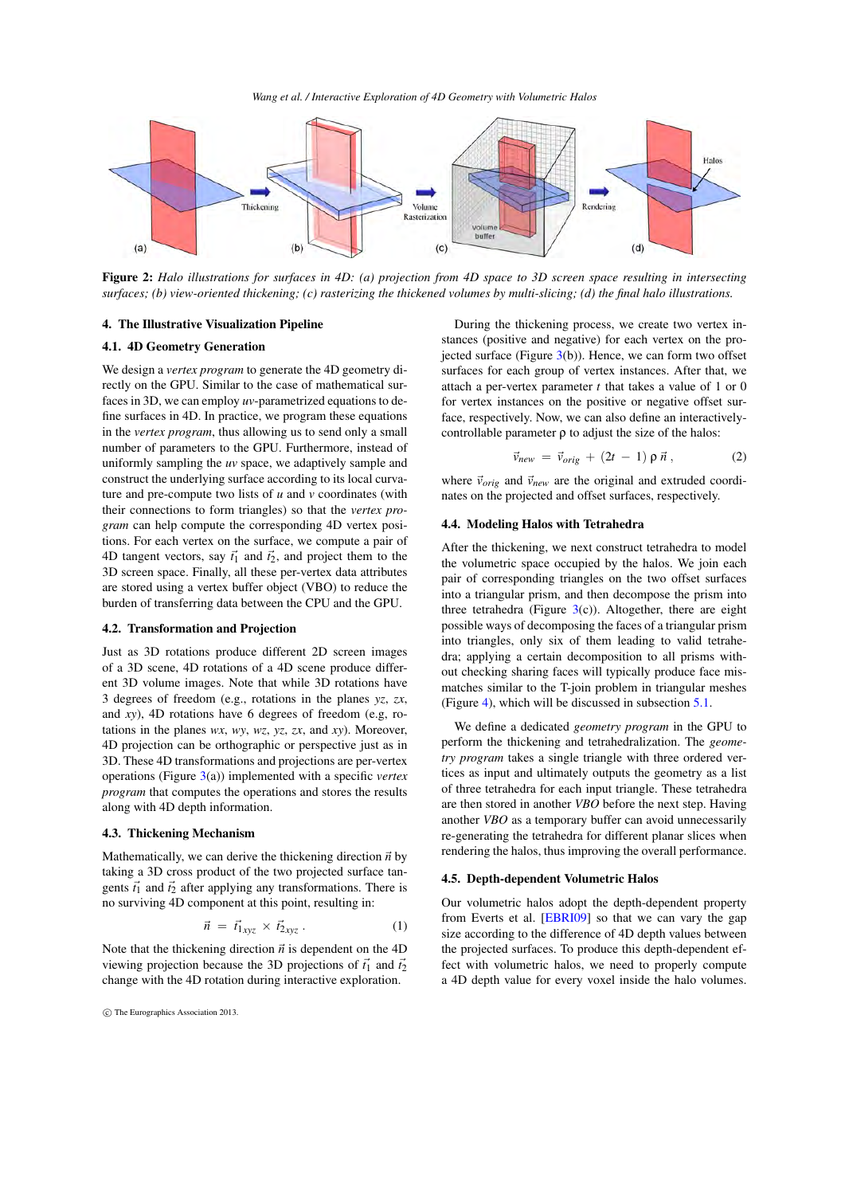**Figure 2:** *Halo illustrations for surfaces in 4D: (a) projection from 4D space to 3D screen space resulting in intersecting surfaces; (b) view-oriented thickening; (c) rasterizing the thickened volumes by multi-slicing; (d) the final halo illustrations.*

## 4. The Illustrative Visualization Pipeline

### 4.1. 4D Geometry Generation

We design a *vertex program* to generate the 4D geometry directly on the GPU. Similar to the case of mathematical surfaces in 3D, we can employ *uv*-parametrized equations to define surfaces in 4D. In practice, we program these equations in the *vertex program*, thus allowing us to send only a small number of parameters to the GPU. Furthermore, instead of uniformly sampling the *uv* space, we adaptively sample and construct the underlying surface according to its local curvature and pre-compute two lists of $u$ and $v$ coordinates (with their connections to form triangles) so that the *vertex program* can help compute the corresponding 4D vertex positions. For each vertex on the surface, we compute a pair of 4D tangent vectors, say $\vec{t}_1$ and $\vec{t}_2$, and project them to the 3D screen space. Finally, all these per-vertex data attributes are stored using a vertex buffer object (VBO) to reduce the burden of transferring data between the CPU and the GPU.

### 4.2. Transformation and Projection

Just as 3D rotations produce different 2D screen images of a 3D scene, 4D rotations of a 4D scene produce different 3D volume images. Note that while 3D rotations have 3 degrees of freedom (e.g., rotations in the planes *yz*, *zx*, and *xy*), 4D rotations have 6 degrees of freedom (e.g, rotations in the planes *wx*, *wy*, *wz*, *yz*, *zx*, and *xy*). Moreover, 4D projection can be orthographic or perspective just as in 3D. These 4D transformations and projections are per-vertex operations (Figure 3(a)) implemented with a specific *vertex program* that computes the operations and stores the results along with 4D depth information.

### 4.3. Thickening Mechanism

Mathematically, we can derive the thickening direction $\vec{n}$ by taking a 3D cross product of the two projected surface tangents $\vec{t}_1$ and $\vec{t}_2$ after applying any transformations. There is no surviving 4D component at this point, resulting in:

$$\vec{n} \; = \; \vec{t}_{1_{xyz}} \times \vec{t}_{2_{xyz}} \, . \tag{1}$$

Note that the thickening direction $\vec{n}$ is dependent on the 4D viewing projection because the 3D projections of $\vec{t}_1$ and $\vec{t}_2$ change with the 4D rotation during interactive exploration.

During the thickening process, we create two vertex instances (positive and negative) for each vertex on the projected surface (Figure 3(b)). Hence, we can form two offset surfaces for each group of vertex instances. After that, we attach a per-vertex parameter $t$ that takes a value of 1 or 0 for vertex instances on the positive or negative offset surface, respectively. Now, we can also define an interactively-controllable parameter $\rho$ to adjust the size of the halos:

$$\vec{v}_{new} \; = \; \vec{v}_{orig} \; + \; (2t \; - \; 1) \, \rho \, \vec{n} \, , \tag{2}$$

where $\vec{v}_{orig}$ and $\vec{v}_{new}$ are the original and extruded coordinates on the projected and offset surfaces, respectively.

### 4.4. Modeling Halos with Tetrahedra

After the thickening, we next construct tetrahedra to model the volumetric space occupied by the halos. We join each pair of corresponding triangles on the two offset surfaces into a triangular prism, and then decompose the prism into three tetrahedra (Figure 3(c)). Altogether, there are eight possible ways of decomposing the faces of a triangular prism into triangles, only six of them leading to valid tetrahedra; applying a certain decomposition to all prisms without checking sharing faces will typically produce face mismatches similar to the T-join problem in triangular meshes (Figure 4), which will be discussed in subsection 5.1.

We define a dedicated *geometry program* in the GPU to perform the thickening and tetrahedralization. The *geometry program* takes a single triangle with three ordered vertices as input and ultimately outputs the geometry as a list of three tetrahedra for each input triangle. These tetrahedra are then stored in another *VBO* before the next step. Having another *VBO* as a temporary buffer can avoid unnecessarily re-generating the tetrahedra for different planar slices when rendering the halos, thus improving the overall performance.

### 4.5. Depth-dependent Volumetric Halos

Our volumetric halos adopt the depth-dependent property from Everts et al. [EBRI09] so that we can vary the gap size according to the difference of 4D depth values between the projected surfaces. To produce this depth-dependent effect with volumetric halos, we need to properly compute a 4D depth value for every voxel inside the halo volumes.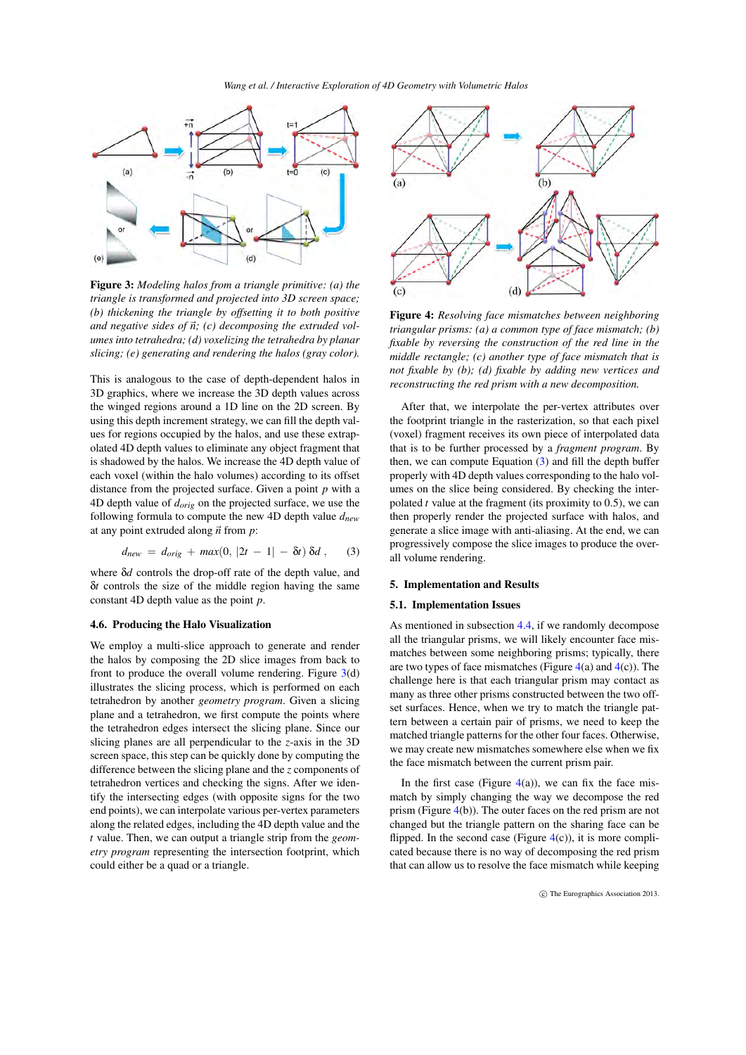**Figure 3:** *Modeling halos from a triangle primitive: (a) the triangle is transformed and projected into 3D screen space; (b) thickening the triangle by offsetting it to both positive and negative sides of $\vec{n}$; (c) decomposing the extruded volumes into tetrahedra; (d) voxelizing the tetrahedra by planar slicing; (e) generating and rendering the halos (gray color).*

This is analogous to the case of depth-dependent halos in 3D graphics, where we increase the 3D depth values across the winged regions around a 1D line on the 2D screen. By using this depth increment strategy, we can fill the depth values for regions occupied by the halos, and use these extrapolated 4D depth values to eliminate any object fragment that is shadowed by the halos. We increase the 4D depth value of each voxel (within the halo volumes) according to its offset distance from the projected surface. Given a point $p$ with a 4D depth value of $d_{orig}$ on the projected surface, we use the following formula to compute the new 4D depth value $d_{new}$ at any point extruded along $\vec{n}$ from $p$:

$$d_{new} = d_{orig} + max(0, |2t - 1| - \delta t)\, \delta d \,, \qquad (3)$$

where $\delta d$ controls the drop-off rate of the depth value, and $\delta t$ controls the size of the middle region having the same constant 4D depth value as the point $p$.

### 4.6. Producing the Halo Visualization

We employ a multi-slice approach to generate and render the halos by composing the 2D slice images from back to front to produce the overall volume rendering. Figure 3(d) illustrates the slicing process, which is performed on each tetrahedron by another *geometry program*. Given a slicing plane and a tetrahedron, we first compute the points where the tetrahedron edges intersect the slicing plane. Since our slicing planes are all perpendicular to the $z$-axis in the 3D screen space, this step can be quickly done by computing the difference between the slicing plane and the $z$ components of tetrahedron vertices and checking the signs. After we identify the intersecting edges (with opposite signs for the two end points), we can interpolate various per-vertex parameters along the related edges, including the 4D depth value and the $t$ value. Then, we can output a triangle strip from the *geometry program* representing the intersection footprint, which could either be a quad or a triangle.

**Figure 4:** *Resolving face mismatches between neighboring triangular prisms: (a) a common type of face mismatch; (b) fixable by reversing the construction of the red line in the middle rectangle; (c) another type of face mismatch that is not fixable by (b); (d) fixable by adding new vertices and reconstructing the red prism with a new decomposition.*

After that, we interpolate the per-vertex attributes over the footprint triangle in the rasterization, so that each pixel (voxel) fragment receives its own piece of interpolated data that is to be further processed by a *fragment program*. By then, we can compute Equation (3) and fill the depth buffer properly with 4D depth values corresponding to the halo volumes on the slice being considered. By checking the interpolated $t$ value at the fragment (its proximity to 0.5), we can then properly render the projected surface with halos, and generate a slice image with anti-aliasing. At the end, we can progressively compose the slice images to produce the overall volume rendering.

## 5. Implementation and Results

### 5.1. Implementation Issues

As mentioned in subsection 4.4, if we randomly decompose all the triangular prisms, we will likely encounter face mismatches between some neighboring prisms; typically, there are two types of face mismatches (Figure 4(a) and 4(c)). The challenge here is that each triangular prism may contact as many as three other prisms constructed between the two offset surfaces. Hence, when we try to match the triangle pattern between a certain pair of prisms, we need to keep the matched triangle patterns for the other four faces. Otherwise, we may create new mismatches somewhere else when we fix the face mismatch between the current prism pair.

In the first case (Figure 4(a)), we can fix the face mismatch by simply changing the way we decompose the red prism (Figure 4(b)). The outer faces on the red prism are not changed but the triangle pattern on the sharing face can be flipped. In the second case (Figure 4(c)), it is more complicated because there is no way of decomposing the red prism that can allow us to resolve the face mismatch while keeping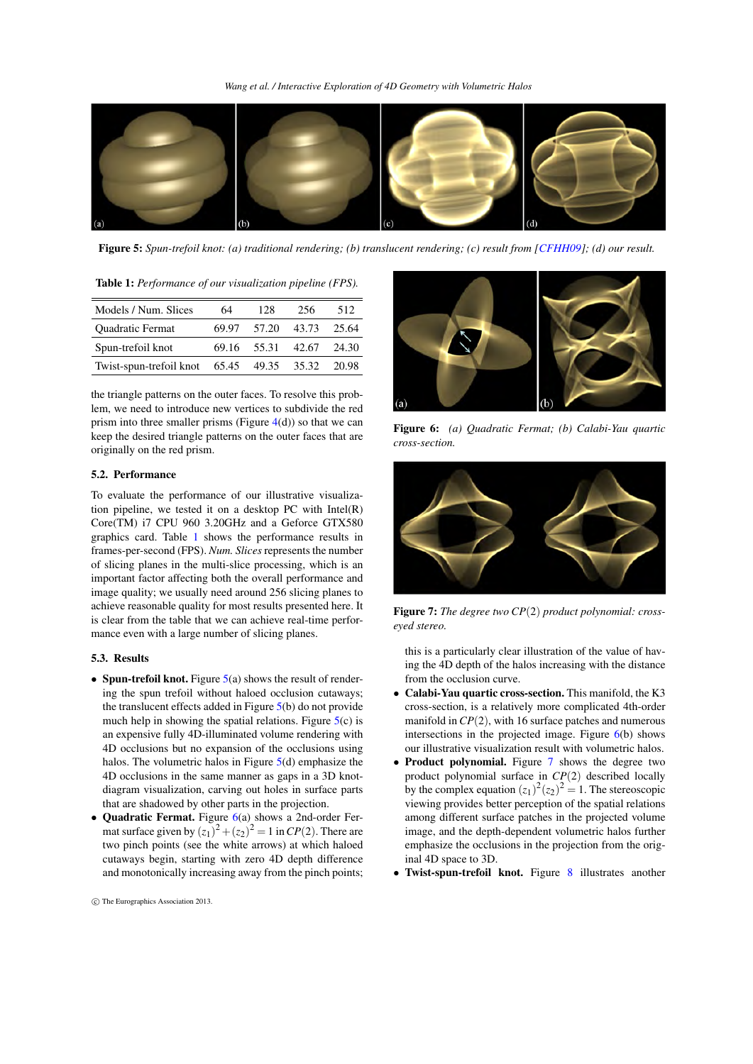Figure 5: *Spun-trefoil knot: (a) traditional rendering; (b) translucent rendering; (c) result from [CFHH09]; (d) our result.*

**Table 1:** *Performance of our visualization pipeline (FPS).*

| Models / Num. Slices | 64 | 128 | 256 | 512 |
|---|---|---|---|---|
| Quadratic Fermat | 69.97 | 57.20 | 43.73 | 25.64 |
| Spun-trefoil knot | 69.16 | 55.31 | 42.67 | 24.30 |
| Twist-spun-trefoil knot | 65.45 | 49.35 | 35.32 | 20.98 |

the triangle patterns on the outer faces. To resolve this problem, we need to introduce new vertices to subdivide the red prism into three smaller prisms (Figure 4(d)) so that we can keep the desired triangle patterns on the outer faces that are originally on the red prism.

### 5.2. Performance

To evaluate the performance of our illustrative visualization pipeline, we tested it on a desktop PC with Intel(R) Core(TM) i7 CPU 960 3.20GHz and a Geforce GTX580 graphics card. Table 1 shows the performance results in frames-per-second (FPS). *Num. Slices* represents the number of slicing planes in the multi-slice processing, which is an important factor affecting both the overall performance and image quality; we usually need around 256 slicing planes to achieve reasonable quality for most results presented here. It is clear from the table that we can achieve real-time performance even with a large number of slicing planes.

### 5.3. Results

- **Spun-trefoil knot.** Figure 5(a) shows the result of rendering the spun trefoil without haloed occlusion cutaways; the translucent effects added in Figure 5(b) do not provide much help in showing the spatial relations. Figure 5(c) is an expensive fully 4D-illuminated volume rendering with 4D occlusions but no expansion of the occlusions using halos. The volumetric halos in Figure 5(d) emphasize the 4D occlusions in the same manner as gaps in a 3D knot-diagram visualization, carving out holes in surface parts that are shadowed by other parts in the projection.
- **Quadratic Fermat.** Figure 6(a) shows a 2nd-order Fermat surface given by $(z_1)^2 + (z_2)^2 = 1$ in $CP(2)$. There are two pinch points (see the white arrows) at which haloed cutaways begin, starting with zero 4D depth difference and monotonically increasing away from the pinch points; this is a particularly clear illustration of the value of having the 4D depth of the halos increasing with the distance from the occlusion curve.
- **Calabi-Yau quartic cross-section.** This manifold, the K3 cross-section, is a relatively more complicated 4th-order manifold in $CP(2)$, with 16 surface patches and numerous intersections in the projected image. Figure 6(b) shows our illustrative visualization result with volumetric halos.
- **Product polynomial.** Figure 7 shows the degree two product polynomial surface in $CP(2)$ described locally by the complex equation $(z_1)^2(z_2)^2 = 1$. The stereoscopic viewing provides better perception of the spatial relations among different surface patches in the projected volume image, and the depth-dependent volumetric halos further emphasize the occlusions in the projection from the original 4D space to 3D.
- **Twist-spun-trefoil knot.** Figure 8 illustrates another

Figure 6: *(a) Quadratic Fermat; (b) Calabi-Yau quartic cross-section.*

Figure 7: *The degree two $CP(2)$ product polynomial: cross-eyed stereo.*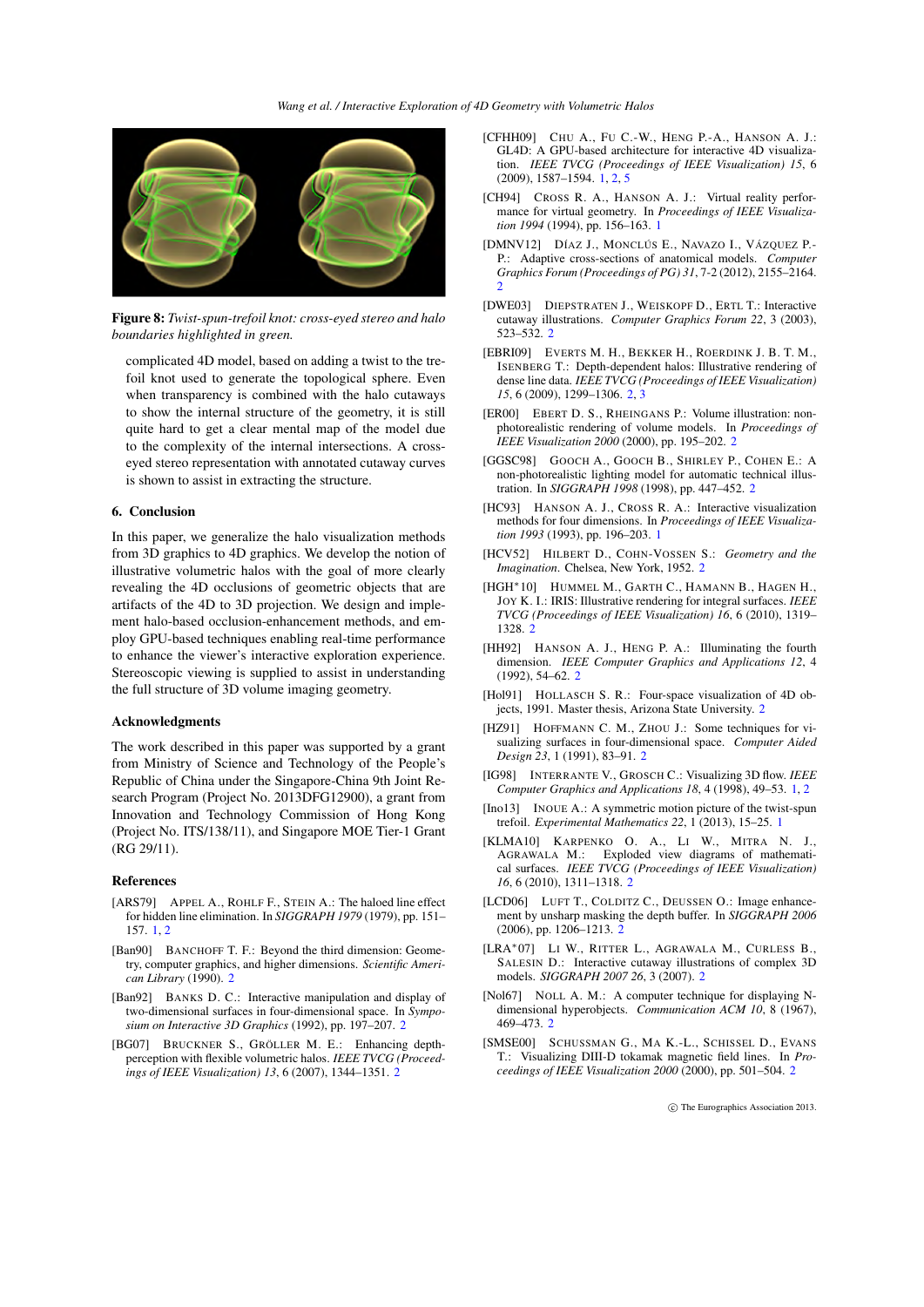**Figure 8:** *Twist-spun-trefoil knot: cross-eyed stereo and halo boundaries highlighted in green.*

complicated 4D model, based on adding a twist to the trefoil knot used to generate the topological sphere. Even when transparency is combined with the halo cutaways to show the internal structure of the geometry, it is still quite hard to get a clear mental map of the model due to the complexity of the internal intersections. A cross-eyed stereo representation with annotated cutaway curves is shown to assist in extracting the structure.

## 6. Conclusion

In this paper, we generalize the halo visualization methods from 3D graphics to 4D graphics. We develop the notion of illustrative volumetric halos with the goal of more clearly revealing the 4D occlusions of geometric objects that are artifacts of the 4D to 3D projection. We design and implement halo-based occlusion-enhancement methods, and employ GPU-based techniques enabling real-time performance to enhance the viewer's interactive exploration experience. Stereoscopic viewing is supplied to assist in understanding the full structure of 3D volume imaging geometry.

## Acknowledgments

The work described in this paper was supported by a grant from Ministry of Science and Technology of the People's Republic of China under the Singapore-China 9th Joint Research Program (Project No. 2013DFG12900), a grant from Innovation and Technology Commission of Hong Kong (Project No. ITS/138/11), and Singapore MOE Tier-1 Grant (RG 29/11).

## References

[ARS79] Appel A., Rohlf F., Stein A.: The haloed line effect for hidden line elimination. In *SIGGRAPH 1979* (1979), pp. 151–157. 1, 2

[Ban90] Banchoff T. F.: Beyond the third dimension: Geometry, computer graphics, and higher dimensions. *Scientific American Library* (1990). 2

[Ban92] Banks D. C.: Interactive manipulation and display of two-dimensional surfaces in four-dimensional space. In *Symposium on Interactive 3D Graphics* (1992), pp. 197–207. 2

[BG07] Bruckner S., Gröller M. E.: Enhancing depth-perception with flexible volumetric halos. *IEEE TVCG (Proceedings of IEEE Visualization) 13*, 6 (2007), 1344–1351. 2

[CFHH09] Chu A., Fu C.-W., Heng P.-A., Hanson A. J.: GL4D: A GPU-based architecture for interactive 4D visualization. *IEEE TVCG (Proceedings of IEEE Visualization) 15*, 6 (2009), 1587–1594. 1, 2, 5

[CH94] Cross R. A., Hanson A. J.: Virtual reality performance for virtual geometry. In *Proceedings of IEEE Visualization 1994* (1994), pp. 156–163. 1

[DMNV12] Díaz J., Monclús E., Navazo I., Vázquez P.-P.: Adaptive cross-sections of anatomical models. *Computer Graphics Forum (Proceedings of PG) 31*, 7-2 (2012), 2155–2164. 2

[DWE03] Diepstraten J., Weiskopf D., Ertl T.: Interactive cutaway illustrations. *Computer Graphics Forum 22*, 3 (2003), 523–532. 2

[EBRI09] Everts M. H., Bekker H., Roerdink J. B. T. M., Isenberg T.: Depth-dependent halos: Illustrative rendering of dense line data. *IEEE TVCG (Proceedings of IEEE Visualization) 15*, 6 (2009), 1299–1306. 2, 3

[ER00] Ebert D. S., Rheingans P.: Volume illustration: non-photorealistic rendering of volume models. In *Proceedings of IEEE Visualization 2000* (2000), pp. 195–202. 2

[GGSC98] Gooch A., Gooch B., Shirley P., Cohen E.: A non-photorealistic lighting model for automatic technical illustration. In *SIGGRAPH 1998* (1998), pp. 447–452. 2

[HC93] Hanson A. J., Cross R. A.: Interactive visualization methods for four dimensions. In *Proceedings of IEEE Visualization 1993* (1993), pp. 196–203. 1

[HCV52] Hilbert D., Cohn-Vossen S.: *Geometry and the Imagination*. Chelsea, New York, 1952. 2

[HGH*10] Hummel M., Garth C., Hamann B., Hagen H., Joy K. I.: IRIS: Illustrative rendering for integral surfaces. *IEEE TVCG (Proceedings of IEEE Visualization) 16*, 6 (2010), 1319–1328. 2

[HH92] Hanson A. J., Heng P. A.: Illuminating the fourth dimension. *IEEE Computer Graphics and Applications 12*, 4 (1992), 54–62. 2

[Hol91] Hollasch S. R.: Four-space visualization of 4D objects, 1991. Master thesis, Arizona State University. 2

[HZ91] Hoffmann C. M., Zhou J.: Some techniques for visualizing surfaces in four-dimensional space. *Computer Aided Design 23*, 1 (1991), 83–91. 2

[IG98] Interrante V., Grosch C.: Visualizing 3D flow. *IEEE Computer Graphics and Applications 18*, 4 (1998), 49–53. 1, 2

[Ino13] Inoue A.: A symmetric motion picture of the twist-spun trefoil. *Experimental Mathematics 22*, 1 (2013), 15–25. 1

[KLMA10] Karpenko O. A., Li W., Mitra N. J., Agrawala M.: Exploded view diagrams of mathematical surfaces. *IEEE TVCG (Proceedings of IEEE Visualization) 16*, 6 (2010), 1311–1318. 2

[LCD06] Luft T., Colditz C., Deussen O.: Image enhancement by unsharp masking the depth buffer. In *SIGGRAPH 2006* (2006), pp. 1206–1213. 2

[LRA*07] Li W., Ritter L., Agrawala M., Curless B., Salesin D.: Interactive cutaway illustrations of complex 3D models. *SIGGRAPH 2007 26*, 3 (2007). 2

[Nol67] Noll A. M.: A computer technique for displaying N-dimensional hyperobjects. *Communication ACM 10*, 8 (1967), 469–473. 2

[SMSE00] Schussman G., Ma K.-L., Schissel D., Evans T.: Visualizing DIII-D tokamak magnetic field lines. In *Proceedings of IEEE Visualization 2000* (2000), pp. 501–504. 2